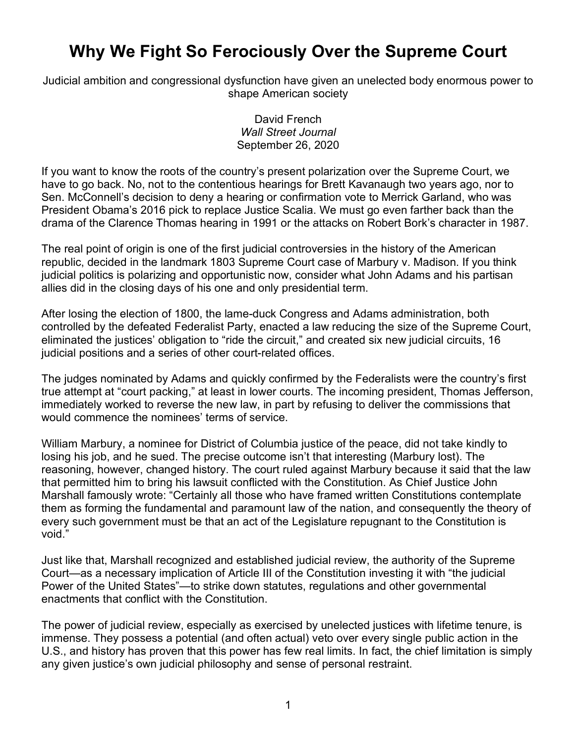# Why We Fight So Ferociously Over the Supreme Court

Judicial ambition and congressional dysfunction have given an unelected body enormous power to shape American society

David French
*Wall Street Journal*
September 26, 2020

If you want to know the roots of the country's present polarization over the Supreme Court, we have to go back. No, not to the contentious hearings for Brett Kavanaugh two years ago, nor to Sen. McConnell's decision to deny a hearing or confirmation vote to Merrick Garland, who was President Obama's 2016 pick to replace Justice Scalia. We must go even farther back than the drama of the Clarence Thomas hearing in 1991 or the attacks on Robert Bork's character in 1987.

The real point of origin is one of the first judicial controversies in the history of the American republic, decided in the landmark 1803 Supreme Court case of Marbury v. Madison. If you think judicial politics is polarizing and opportunistic now, consider what John Adams and his partisan allies did in the closing days of his one and only presidential term.

After losing the election of 1800, the lame-duck Congress and Adams administration, both controlled by the defeated Federalist Party, enacted a law reducing the size of the Supreme Court, eliminated the justices' obligation to "ride the circuit," and created six new judicial circuits, 16 judicial positions and a series of other court-related offices.

The judges nominated by Adams and quickly confirmed by the Federalists were the country's first true attempt at "court packing," at least in lower courts. The incoming president, Thomas Jefferson, immediately worked to reverse the new law, in part by refusing to deliver the commissions that would commence the nominees' terms of service.

William Marbury, a nominee for District of Columbia justice of the peace, did not take kindly to losing his job, and he sued. The precise outcome isn't that interesting (Marbury lost). The reasoning, however, changed history. The court ruled against Marbury because it said that the law that permitted him to bring his lawsuit conflicted with the Constitution. As Chief Justice John Marshall famously wrote: "Certainly all those who have framed written Constitutions contemplate them as forming the fundamental and paramount law of the nation, and consequently the theory of every such government must be that an act of the Legislature repugnant to the Constitution is void."

Just like that, Marshall recognized and established judicial review, the authority of the Supreme Court—as a necessary implication of Article III of the Constitution investing it with "the judicial Power of the United States"—to strike down statutes, regulations and other governmental enactments that conflict with the Constitution.

The power of judicial review, especially as exercised by unelected justices with lifetime tenure, is immense. They possess a potential (and often actual) veto over every single public action in the U.S., and history has proven that this power has few real limits. In fact, the chief limitation is simply any given justice's own judicial philosophy and sense of personal restraint.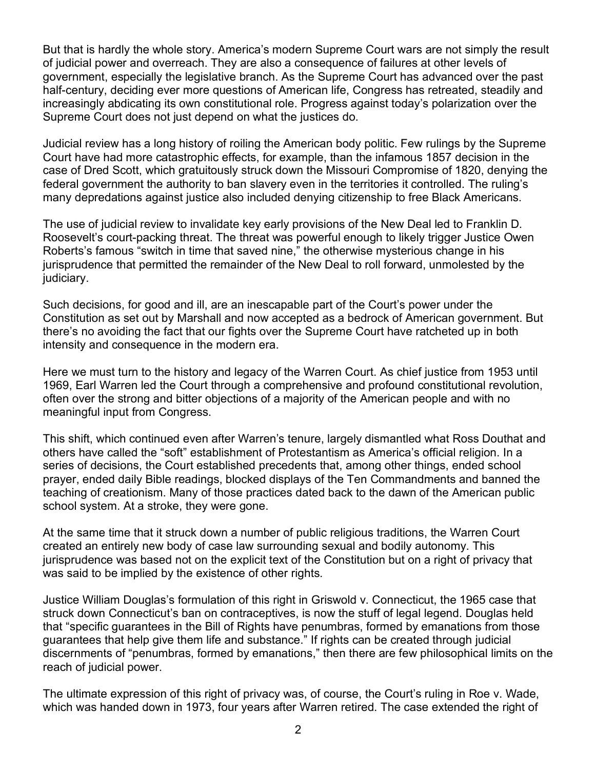But that is hardly the whole story. America's modern Supreme Court wars are not simply the result of judicial power and overreach. They are also a consequence of failures at other levels of government, especially the legislative branch. As the Supreme Court has advanced over the past half-century, deciding ever more questions of American life, Congress has retreated, steadily and increasingly abdicating its own constitutional role. Progress against today's polarization over the Supreme Court does not just depend on what the justices do.

Judicial review has a long history of roiling the American body politic. Few rulings by the Supreme Court have had more catastrophic effects, for example, than the infamous 1857 decision in the case of Dred Scott, which gratuitously struck down the Missouri Compromise of 1820, denying the federal government the authority to ban slavery even in the territories it controlled. The ruling's many depredations against justice also included denying citizenship to free Black Americans.

The use of judicial review to invalidate key early provisions of the New Deal led to Franklin D. Roosevelt's court-packing threat. The threat was powerful enough to likely trigger Justice Owen Roberts's famous "switch in time that saved nine," the otherwise mysterious change in his jurisprudence that permitted the remainder of the New Deal to roll forward, unmolested by the judiciary.

Such decisions, for good and ill, are an inescapable part of the Court's power under the Constitution as set out by Marshall and now accepted as a bedrock of American government. But there's no avoiding the fact that our fights over the Supreme Court have ratcheted up in both intensity and consequence in the modern era.

Here we must turn to the history and legacy of the Warren Court. As chief justice from 1953 until 1969, Earl Warren led the Court through a comprehensive and profound constitutional revolution, often over the strong and bitter objections of a majority of the American people and with no meaningful input from Congress.

This shift, which continued even after Warren's tenure, largely dismantled what Ross Douthat and others have called the "soft" establishment of Protestantism as America's official religion. In a series of decisions, the Court established precedents that, among other things, ended school prayer, ended daily Bible readings, blocked displays of the Ten Commandments and banned the teaching of creationism. Many of those practices dated back to the dawn of the American public school system. At a stroke, they were gone.

At the same time that it struck down a number of public religious traditions, the Warren Court created an entirely new body of case law surrounding sexual and bodily autonomy. This jurisprudence was based not on the explicit text of the Constitution but on a right of privacy that was said to be implied by the existence of other rights.

Justice William Douglas's formulation of this right in Griswold v. Connecticut, the 1965 case that struck down Connecticut's ban on contraceptives, is now the stuff of legal legend. Douglas held that "specific guarantees in the Bill of Rights have penumbras, formed by emanations from those guarantees that help give them life and substance." If rights can be created through judicial discernments of "penumbras, formed by emanations," then there are few philosophical limits on the reach of judicial power.

The ultimate expression of this right of privacy was, of course, the Court's ruling in Roe v. Wade, which was handed down in 1973, four years after Warren retired. The case extended the right of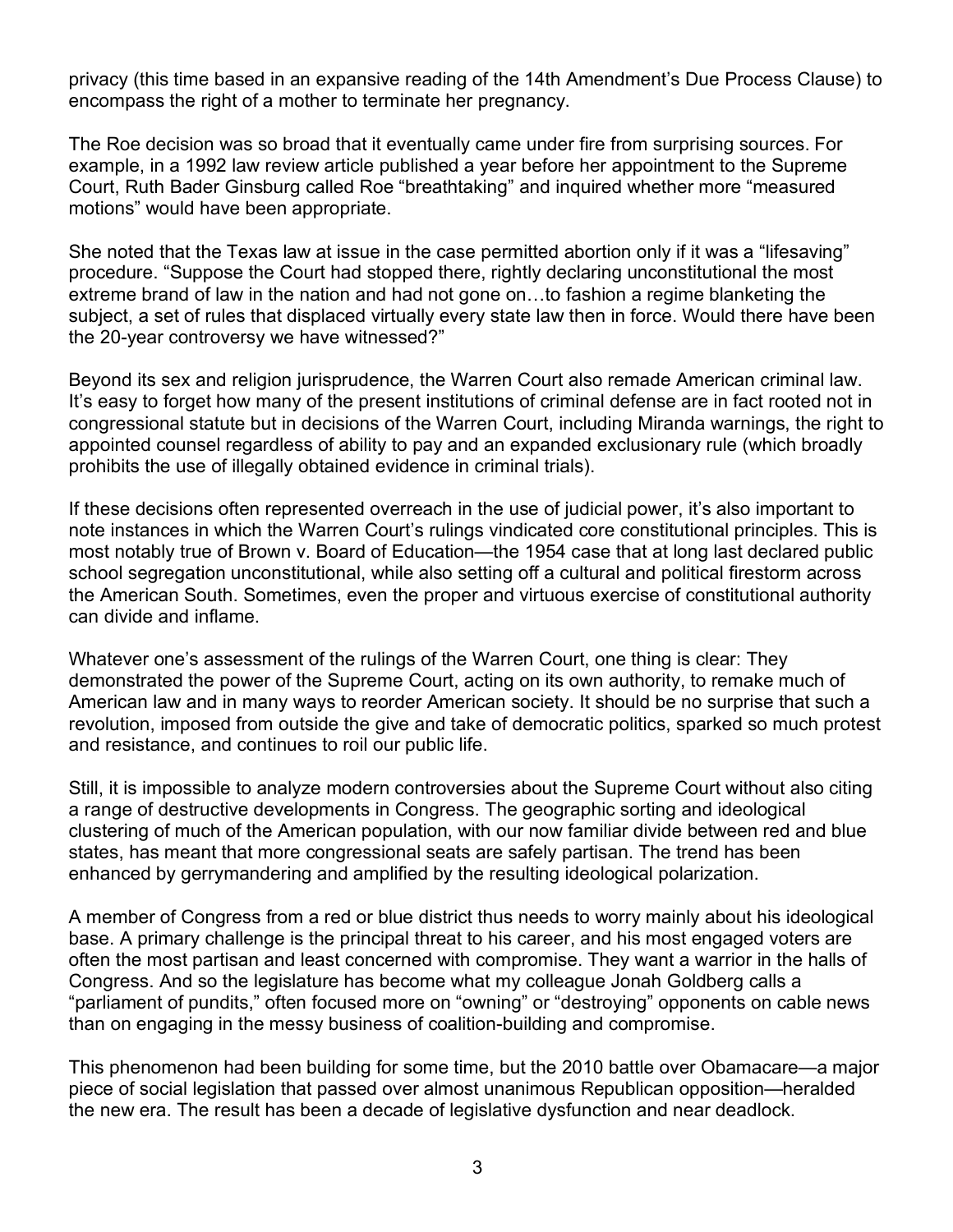privacy (this time based in an expansive reading of the 14th Amendment's Due Process Clause) to encompass the right of a mother to terminate her pregnancy.

The Roe decision was so broad that it eventually came under fire from surprising sources. For example, in a 1992 law review article published a year before her appointment to the Supreme Court, Ruth Bader Ginsburg called Roe "breathtaking" and inquired whether more "measured motions" would have been appropriate.

She noted that the Texas law at issue in the case permitted abortion only if it was a "lifesaving" procedure. "Suppose the Court had stopped there, rightly declaring unconstitutional the most extreme brand of law in the nation and had not gone on…to fashion a regime blanketing the subject, a set of rules that displaced virtually every state law then in force. Would there have been the 20-year controversy we have witnessed?"

Beyond its sex and religion jurisprudence, the Warren Court also remade American criminal law. It's easy to forget how many of the present institutions of criminal defense are in fact rooted not in congressional statute but in decisions of the Warren Court, including Miranda warnings, the right to appointed counsel regardless of ability to pay and an expanded exclusionary rule (which broadly prohibits the use of illegally obtained evidence in criminal trials).

If these decisions often represented overreach in the use of judicial power, it's also important to note instances in which the Warren Court's rulings vindicated core constitutional principles. This is most notably true of Brown v. Board of Education—the 1954 case that at long last declared public school segregation unconstitutional, while also setting off a cultural and political firestorm across the American South. Sometimes, even the proper and virtuous exercise of constitutional authority can divide and inflame.

Whatever one's assessment of the rulings of the Warren Court, one thing is clear: They demonstrated the power of the Supreme Court, acting on its own authority, to remake much of American law and in many ways to reorder American society. It should be no surprise that such a revolution, imposed from outside the give and take of democratic politics, sparked so much protest and resistance, and continues to roil our public life.

Still, it is impossible to analyze modern controversies about the Supreme Court without also citing a range of destructive developments in Congress. The geographic sorting and ideological clustering of much of the American population, with our now familiar divide between red and blue states, has meant that more congressional seats are safely partisan. The trend has been enhanced by gerrymandering and amplified by the resulting ideological polarization.

A member of Congress from a red or blue district thus needs to worry mainly about his ideological base. A primary challenge is the principal threat to his career, and his most engaged voters are often the most partisan and least concerned with compromise. They want a warrior in the halls of Congress. And so the legislature has become what my colleague Jonah Goldberg calls a "parliament of pundits," often focused more on "owning" or "destroying" opponents on cable news than on engaging in the messy business of coalition-building and compromise.

This phenomenon had been building for some time, but the 2010 battle over Obamacare—a major piece of social legislation that passed over almost unanimous Republican opposition—heralded the new era. The result has been a decade of legislative dysfunction and near deadlock.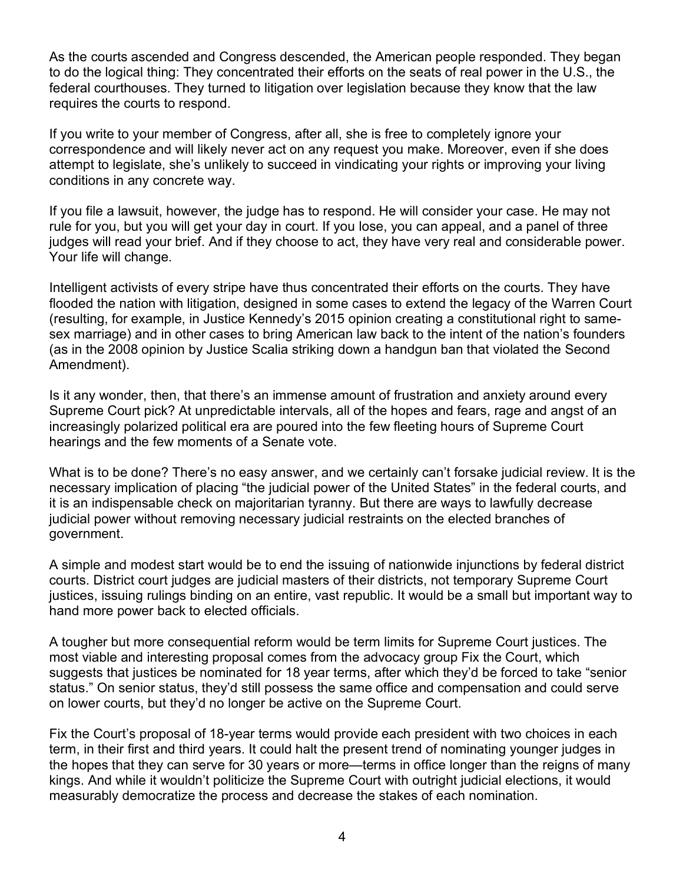As the courts ascended and Congress descended, the American people responded. They began to do the logical thing: They concentrated their efforts on the seats of real power in the U.S., the federal courthouses. They turned to litigation over legislation because they know that the law requires the courts to respond.

If you write to your member of Congress, after all, she is free to completely ignore your correspondence and will likely never act on any request you make. Moreover, even if she does attempt to legislate, she's unlikely to succeed in vindicating your rights or improving your living conditions in any concrete way.

If you file a lawsuit, however, the judge has to respond. He will consider your case. He may not rule for you, but you will get your day in court. If you lose, you can appeal, and a panel of three judges will read your brief. And if they choose to act, they have very real and considerable power. Your life will change.

Intelligent activists of every stripe have thus concentrated their efforts on the courts. They have flooded the nation with litigation, designed in some cases to extend the legacy of the Warren Court (resulting, for example, in Justice Kennedy's 2015 opinion creating a constitutional right to same-sex marriage) and in other cases to bring American law back to the intent of the nation's founders (as in the 2008 opinion by Justice Scalia striking down a handgun ban that violated the Second Amendment).

Is it any wonder, then, that there's an immense amount of frustration and anxiety around every Supreme Court pick? At unpredictable intervals, all of the hopes and fears, rage and angst of an increasingly polarized political era are poured into the few fleeting hours of Supreme Court hearings and the few moments of a Senate vote.

What is to be done? There's no easy answer, and we certainly can't forsake judicial review. It is the necessary implication of placing "the judicial power of the United States" in the federal courts, and it is an indispensable check on majoritarian tyranny. But there are ways to lawfully decrease judicial power without removing necessary judicial restraints on the elected branches of government.

A simple and modest start would be to end the issuing of nationwide injunctions by federal district courts. District court judges are judicial masters of their districts, not temporary Supreme Court justices, issuing rulings binding on an entire, vast republic. It would be a small but important way to hand more power back to elected officials.

A tougher but more consequential reform would be term limits for Supreme Court justices. The most viable and interesting proposal comes from the advocacy group Fix the Court, which suggests that justices be nominated for 18 year terms, after which they'd be forced to take "senior status." On senior status, they'd still possess the same office and compensation and could serve on lower courts, but they'd no longer be active on the Supreme Court.

Fix the Court's proposal of 18-year terms would provide each president with two choices in each term, in their first and third years. It could halt the present trend of nominating younger judges in the hopes that they can serve for 30 years or more—terms in office longer than the reigns of many kings. And while it wouldn't politicize the Supreme Court with outright judicial elections, it would measurably democratize the process and decrease the stakes of each nomination.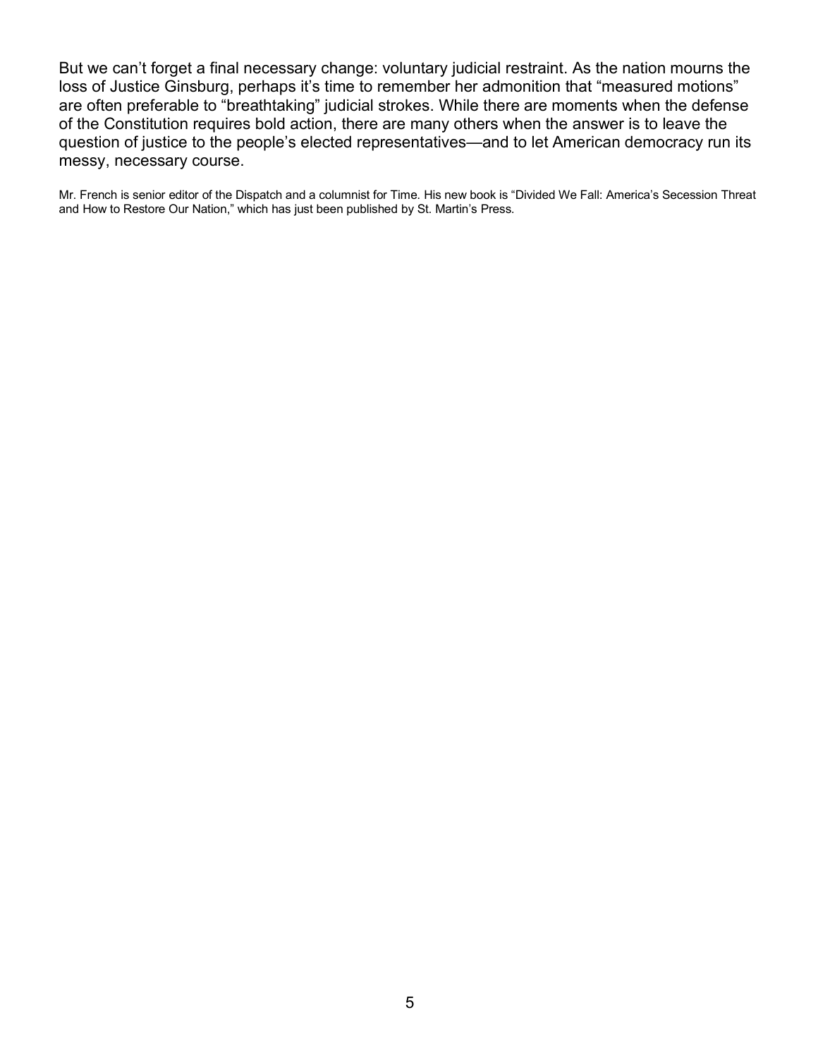But we can't forget a final necessary change: voluntary judicial restraint. As the nation mourns the loss of Justice Ginsburg, perhaps it's time to remember her admonition that "measured motions" are often preferable to "breathtaking" judicial strokes. While there are moments when the defense of the Constitution requires bold action, there are many others when the answer is to leave the question of justice to the people's elected representatives—and to let American democracy run its messy, necessary course.

Mr. French is senior editor of the Dispatch and a columnist for Time. His new book is "Divided We Fall: America's Secession Threat and How to Restore Our Nation," which has just been published by St. Martin's Press.